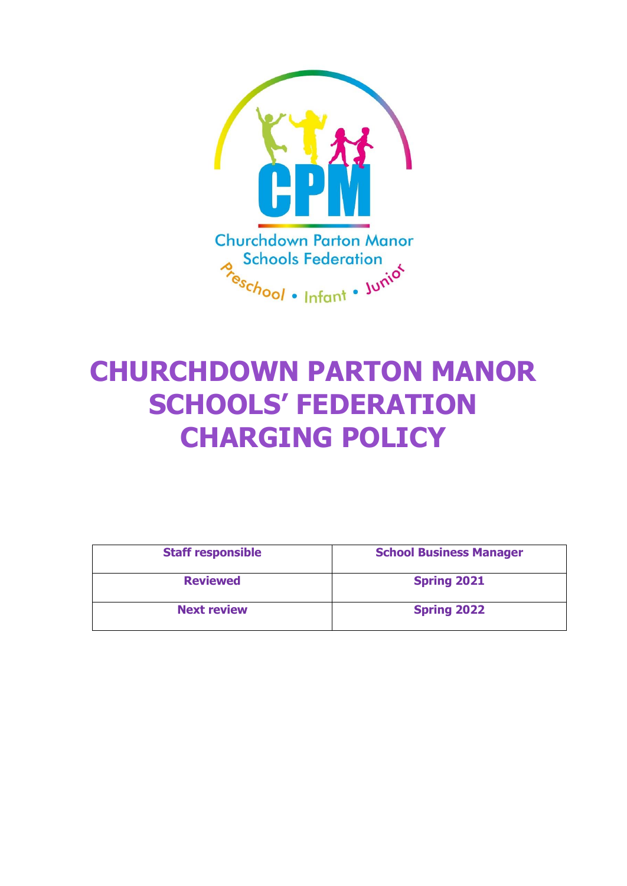Churchdown Parton Manor Schools Federation

Preschool • Infant • Junior

# CHURCHDOWN PARTON MANOR SCHOOLS' FEDERATION CHARGING POLICY

| Staff responsible | School Business Manager |
| --- | --- |
| Reviewed | Spring 2021 |
| Next review | Spring 2022 |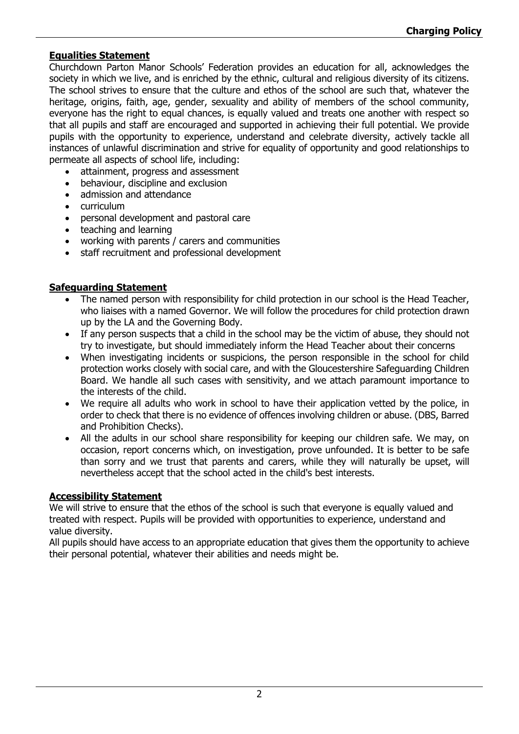## Equalities Statement

Churchdown Parton Manor Schools' Federation provides an education for all, acknowledges the society in which we live, and is enriched by the ethnic, cultural and religious diversity of its citizens. The school strives to ensure that the culture and ethos of the school are such that, whatever the heritage, origins, faith, age, gender, sexuality and ability of members of the school community, everyone has the right to equal chances, is equally valued and treats one another with respect so that all pupils and staff are encouraged and supported in achieving their full potential. We provide pupils with the opportunity to experience, understand and celebrate diversity, actively tackle all instances of unlawful discrimination and strive for equality of opportunity and good relationships to permeate all aspects of school life, including:

- attainment, progress and assessment
- behaviour, discipline and exclusion
- admission and attendance
- curriculum
- personal development and pastoral care
- teaching and learning
- working with parents / carers and communities
- staff recruitment and professional development

## Safeguarding Statement

- The named person with responsibility for child protection in our school is the Head Teacher, who liaises with a named Governor. We will follow the procedures for child protection drawn up by the LA and the Governing Body.
- If any person suspects that a child in the school may be the victim of abuse, they should not try to investigate, but should immediately inform the Head Teacher about their concerns
- When investigating incidents or suspicions, the person responsible in the school for child protection works closely with social care, and with the Gloucestershire Safeguarding Children Board. We handle all such cases with sensitivity, and we attach paramount importance to the interests of the child.
- We require all adults who work in school to have their application vetted by the police, in order to check that there is no evidence of offences involving children or abuse. (DBS, Barred and Prohibition Checks).
- All the adults in our school share responsibility for keeping our children safe. We may, on occasion, report concerns which, on investigation, prove unfounded. It is better to be safe than sorry and we trust that parents and carers, while they will naturally be upset, will nevertheless accept that the school acted in the child's best interests.

## Accessibility Statement

We will strive to ensure that the ethos of the school is such that everyone is equally valued and treated with respect. Pupils will be provided with opportunities to experience, understand and value diversity.

All pupils should have access to an appropriate education that gives them the opportunity to achieve their personal potential, whatever their abilities and needs might be.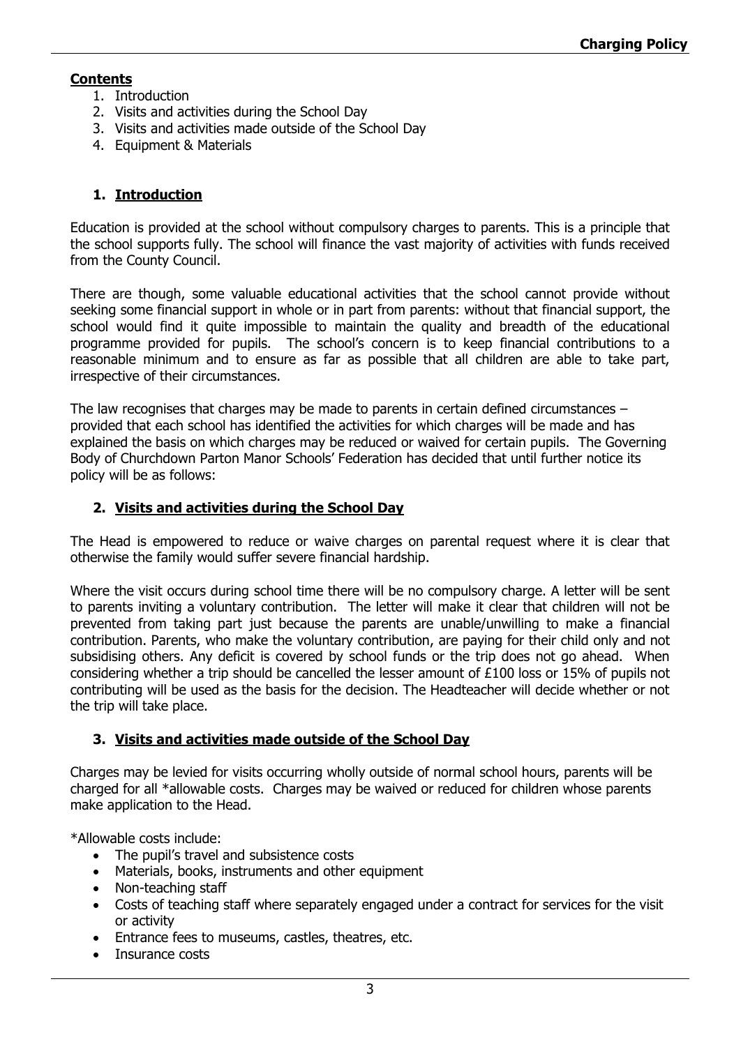**Contents**

1. Introduction
2. Visits and activities during the School Day
3. Visits and activities made outside of the School Day
4. Equipment & Materials

## 1. Introduction

Education is provided at the school without compulsory charges to parents. This is a principle that the school supports fully. The school will finance the vast majority of activities with funds received from the County Council.

There are though, some valuable educational activities that the school cannot provide without seeking some financial support in whole or in part from parents: without that financial support, the school would find it quite impossible to maintain the quality and breadth of the educational programme provided for pupils. The school's concern is to keep financial contributions to a reasonable minimum and to ensure as far as possible that all children are able to take part, irrespective of their circumstances.

The law recognises that charges may be made to parents in certain defined circumstances – provided that each school has identified the activities for which charges will be made and has explained the basis on which charges may be reduced or waived for certain pupils. The Governing Body of Churchdown Parton Manor Schools' Federation has decided that until further notice its policy will be as follows:

## 2. Visits and activities during the School Day

The Head is empowered to reduce or waive charges on parental request where it is clear that otherwise the family would suffer severe financial hardship.

Where the visit occurs during school time there will be no compulsory charge. A letter will be sent to parents inviting a voluntary contribution. The letter will make it clear that children will not be prevented from taking part just because the parents are unable/unwilling to make a financial contribution. Parents, who make the voluntary contribution, are paying for their child only and not subsidising others. Any deficit is covered by school funds or the trip does not go ahead. When considering whether a trip should be cancelled the lesser amount of £100 loss or 15% of pupils not contributing will be used as the basis for the decision. The Headteacher will decide whether or not the trip will take place.

## 3. Visits and activities made outside of the School Day

Charges may be levied for visits occurring wholly outside of normal school hours, parents will be charged for all *allowable costs. Charges may be waived or reduced for children whose parents make application to the Head.

*Allowable costs include:

- The pupil's travel and subsistence costs
- Materials, books, instruments and other equipment
- Non-teaching staff
- Costs of teaching staff where separately engaged under a contract for services for the visit or activity
- Entrance fees to museums, castles, theatres, etc.
- Insurance costs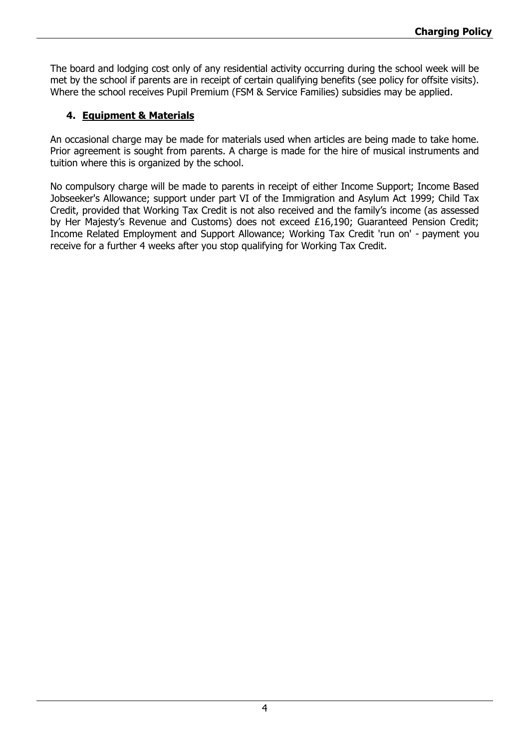The board and lodging cost only of any residential activity occurring during the school week will be met by the school if parents are in receipt of certain qualifying benefits (see policy for offsite visits). Where the school receives Pupil Premium (FSM & Service Families) subsidies may be applied.

## 4. Equipment & Materials

An occasional charge may be made for materials used when articles are being made to take home. Prior agreement is sought from parents. A charge is made for the hire of musical instruments and tuition where this is organized by the school.

No compulsory charge will be made to parents in receipt of either Income Support; Income Based Jobseeker's Allowance; support under part VI of the Immigration and Asylum Act 1999; Child Tax Credit, provided that Working Tax Credit is not also received and the family's income (as assessed by Her Majesty's Revenue and Customs) does not exceed £16,190; Guaranteed Pension Credit; Income Related Employment and Support Allowance; Working Tax Credit 'run on' - payment you receive for a further 4 weeks after you stop qualifying for Working Tax Credit.